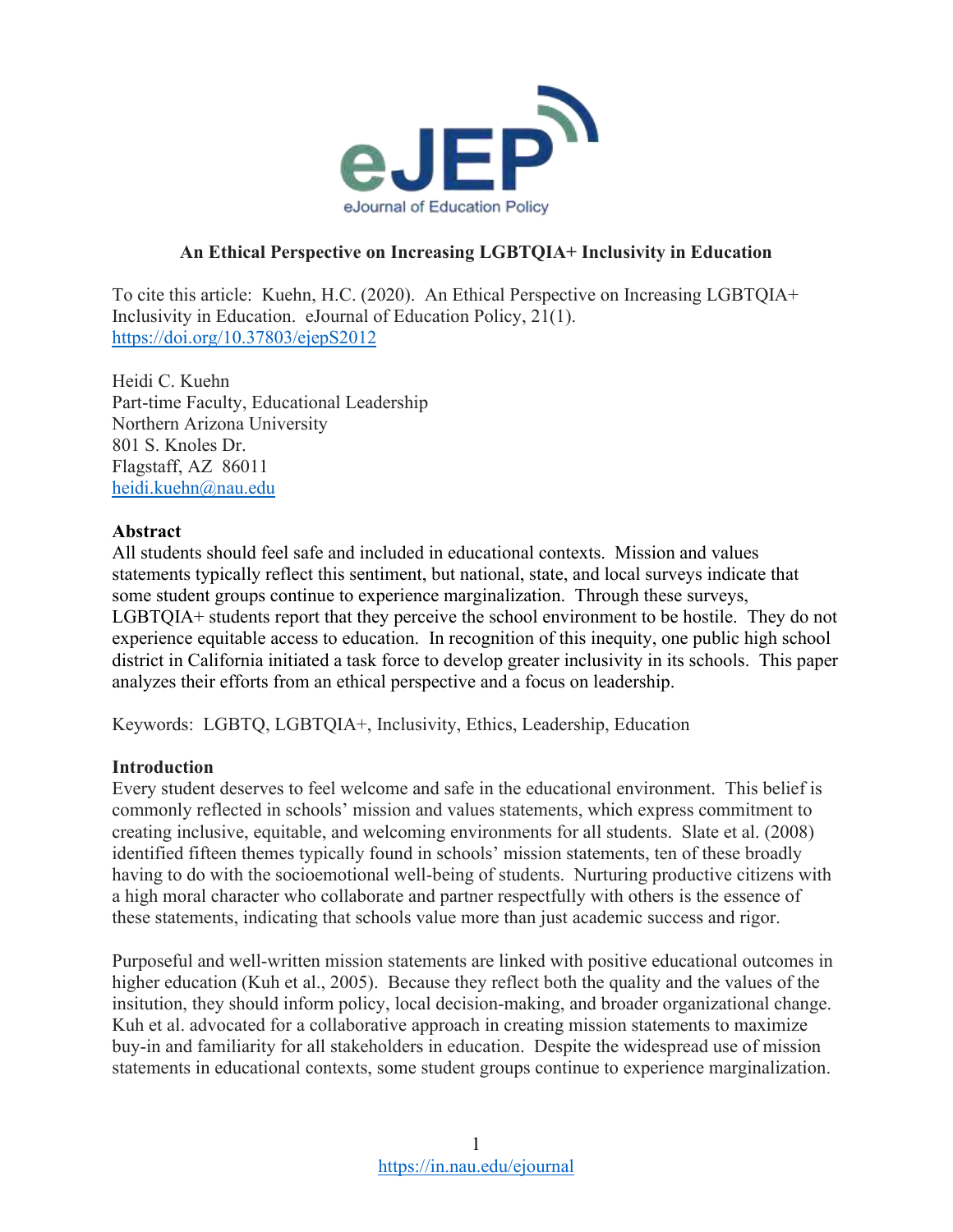# An Ethical Perspective on Increasing LGBTQIA+ Inclusivity in Education

To cite this article: Kuehn, H.C. (2020). An Ethical Perspective on Increasing LGBTQIA+ Inclusivity in Education. eJournal of Education Policy, 21(1). https://doi.org/10.37803/ejepS2012

Heidi C. Kuehn
Part-time Faculty, Educational Leadership
Northern Arizona University
801 S. Knoles Dr.
Flagstaff, AZ 86011
heidi.kuehn@nau.edu

## Abstract

All students should feel safe and included in educational contexts. Mission and values statements typically reflect this sentiment, but national, state, and local surveys indicate that some student groups continue to experience marginalization. Through these surveys, LGBTQIA+ students report that they perceive the school environment to be hostile. They do not experience equitable access to education. In recognition of this inequity, one public high school district in California initiated a task force to develop greater inclusivity in its schools. This paper analyzes their efforts from an ethical perspective and a focus on leadership.

Keywords: LGBTQ, LGBTQIA+, Inclusivity, Ethics, Leadership, Education

## Introduction

Every student deserves to feel welcome and safe in the educational environment. This belief is commonly reflected in schools' mission and values statements, which express commitment to creating inclusive, equitable, and welcoming environments for all students. Slate et al. (2008) identified fifteen themes typically found in schools' mission statements, ten of these broadly having to do with the socioemotional well-being of students. Nurturing productive citizens with a high moral character who collaborate and partner respectfully with others is the essence of these statements, indicating that schools value more than just academic success and rigor.

Purposeful and well-written mission statements are linked with positive educational outcomes in higher education (Kuh et al., 2005). Because they reflect both the quality and the values of the insitution, they should inform policy, local decision-making, and broader organizational change. Kuh et al. advocated for a collaborative approach in creating mission statements to maximize buy-in and familiarity for all stakeholders in education. Despite the widespread use of mission statements in educational contexts, some student groups continue to experience marginalization.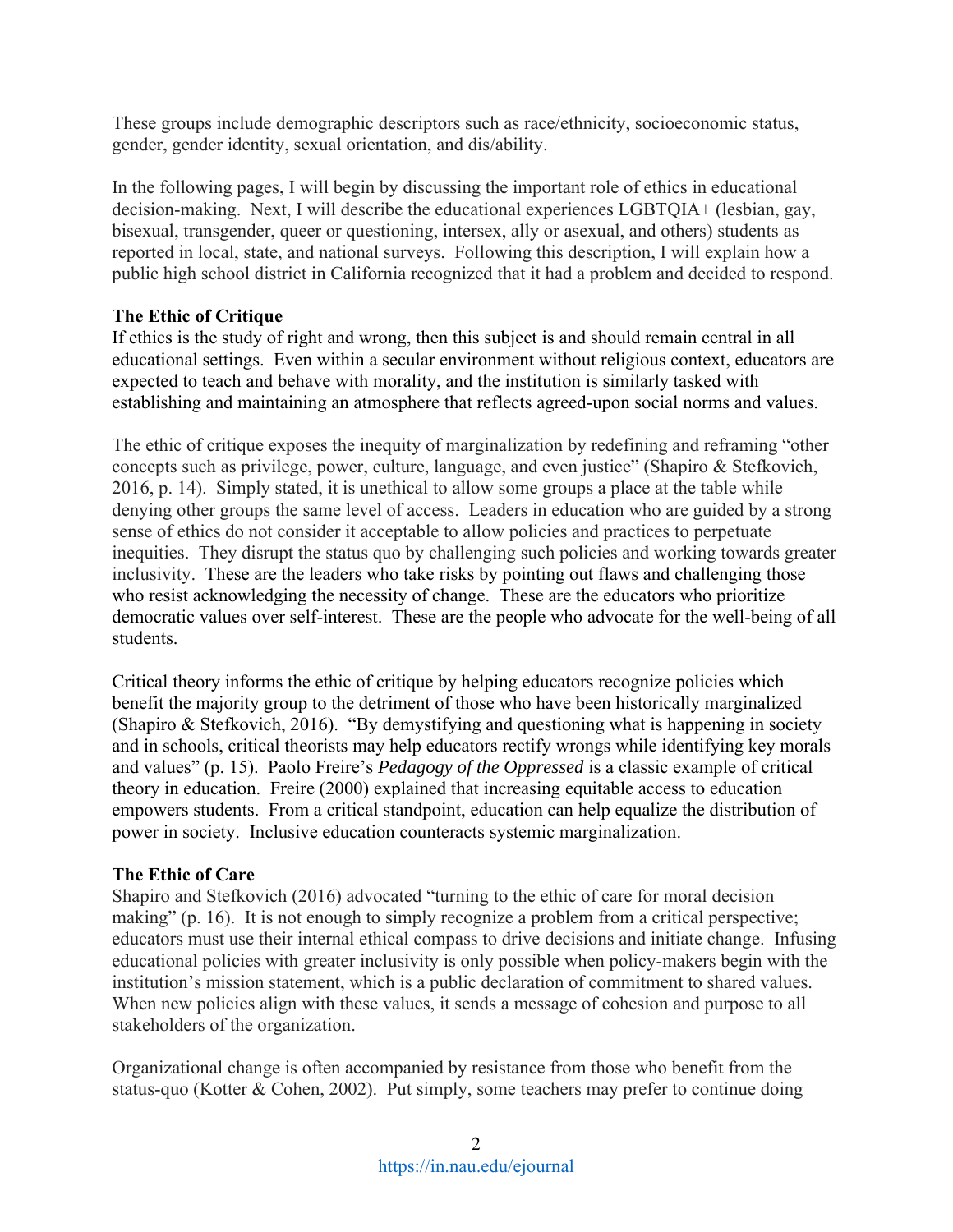These groups include demographic descriptors such as race/ethnicity, socioeconomic status, gender, gender identity, sexual orientation, and dis/ability.

In the following pages, I will begin by discussing the important role of ethics in educational decision-making. Next, I will describe the educational experiences LGBTQIA+ (lesbian, gay, bisexual, transgender, queer or questioning, intersex, ally or asexual, and others) students as reported in local, state, and national surveys. Following this description, I will explain how a public high school district in California recognized that it had a problem and decided to respond.

### The Ethic of Critique

If ethics is the study of right and wrong, then this subject is and should remain central in all educational settings. Even within a secular environment without religious context, educators are expected to teach and behave with morality, and the institution is similarly tasked with establishing and maintaining an atmosphere that reflects agreed-upon social norms and values.

The ethic of critique exposes the inequity of marginalization by redefining and reframing "other concepts such as privilege, power, culture, language, and even justice" (Shapiro & Stefkovich, 2016, p. 14). Simply stated, it is unethical to allow some groups a place at the table while denying other groups the same level of access. Leaders in education who are guided by a strong sense of ethics do not consider it acceptable to allow policies and practices to perpetuate inequities. They disrupt the status quo by challenging such policies and working towards greater inclusivity. These are the leaders who take risks by pointing out flaws and challenging those who resist acknowledging the necessity of change. These are the educators who prioritize democratic values over self-interest. These are the people who advocate for the well-being of all students.

Critical theory informs the ethic of critique by helping educators recognize policies which benefit the majority group to the detriment of those who have been historically marginalized (Shapiro & Stefkovich, 2016). "By demystifying and questioning what is happening in society and in schools, critical theorists may help educators rectify wrongs while identifying key morals and values" (p. 15). Paolo Freire's *Pedagogy of the Oppressed* is a classic example of critical theory in education. Freire (2000) explained that increasing equitable access to education empowers students. From a critical standpoint, education can help equalize the distribution of power in society. Inclusive education counteracts systemic marginalization.

### The Ethic of Care

Shapiro and Stefkovich (2016) advocated "turning to the ethic of care for moral decision making" (p. 16). It is not enough to simply recognize a problem from a critical perspective; educators must use their internal ethical compass to drive decisions and initiate change. Infusing educational policies with greater inclusivity is only possible when policy-makers begin with the institution's mission statement, which is a public declaration of commitment to shared values. When new policies align with these values, it sends a message of cohesion and purpose to all stakeholders of the organization.

Organizational change is often accompanied by resistance from those who benefit from the status-quo (Kotter & Cohen, 2002). Put simply, some teachers may prefer to continue doing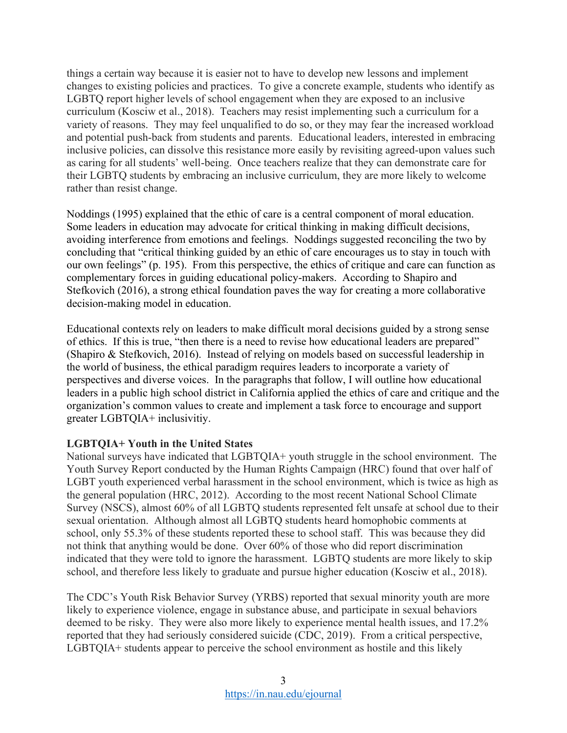things a certain way because it is easier not to have to develop new lessons and implement changes to existing policies and practices. To give a concrete example, students who identify as LGBTQ report higher levels of school engagement when they are exposed to an inclusive curriculum (Kosciw et al., 2018). Teachers may resist implementing such a curriculum for a variety of reasons. They may feel unqualified to do so, or they may fear the increased workload and potential push-back from students and parents. Educational leaders, interested in embracing inclusive policies, can dissolve this resistance more easily by revisiting agreed-upon values such as caring for all students' well-being. Once teachers realize that they can demonstrate care for their LGBTQ students by embracing an inclusive curriculum, they are more likely to welcome rather than resist change.

Noddings (1995) explained that the ethic of care is a central component of moral education. Some leaders in education may advocate for critical thinking in making difficult decisions, avoiding interference from emotions and feelings. Noddings suggested reconciling the two by concluding that "critical thinking guided by an ethic of care encourages us to stay in touch with our own feelings" (p. 195). From this perspective, the ethics of critique and care can function as complementary forces in guiding educational policy-makers. According to Shapiro and Stefkovich (2016), a strong ethical foundation paves the way for creating a more collaborative decision-making model in education.

Educational contexts rely on leaders to make difficult moral decisions guided by a strong sense of ethics. If this is true, "then there is a need to revise how educational leaders are prepared" (Shapiro & Stefkovich, 2016). Instead of relying on models based on successful leadership in the world of business, the ethical paradigm requires leaders to incorporate a variety of perspectives and diverse voices. In the paragraphs that follow, I will outline how educational leaders in a public high school district in California applied the ethics of care and critique and the organization's common values to create and implement a task force to encourage and support greater LGBTQIA+ inclusivitiy.

**LGBTQIA+ Youth in the United States**

National surveys have indicated that LGBTQIA+ youth struggle in the school environment. The Youth Survey Report conducted by the Human Rights Campaign (HRC) found that over half of LGBT youth experienced verbal harassment in the school environment, which is twice as high as the general population (HRC, 2012). According to the most recent National School Climate Survey (NSCS), almost 60% of all LGBTQ students represented felt unsafe at school due to their sexual orientation. Although almost all LGBTQ students heard homophobic comments at school, only 55.3% of these students reported these to school staff. This was because they did not think that anything would be done. Over 60% of those who did report discrimination indicated that they were told to ignore the harassment. LGBTQ students are more likely to skip school, and therefore less likely to graduate and pursue higher education (Kosciw et al., 2018).

The CDC's Youth Risk Behavior Survey (YRBS) reported that sexual minority youth are more likely to experience violence, engage in substance abuse, and participate in sexual behaviors deemed to be risky. They were also more likely to experience mental health issues, and 17.2% reported that they had seriously considered suicide (CDC, 2019). From a critical perspective, LGBTQIA+ students appear to perceive the school environment as hostile and this likely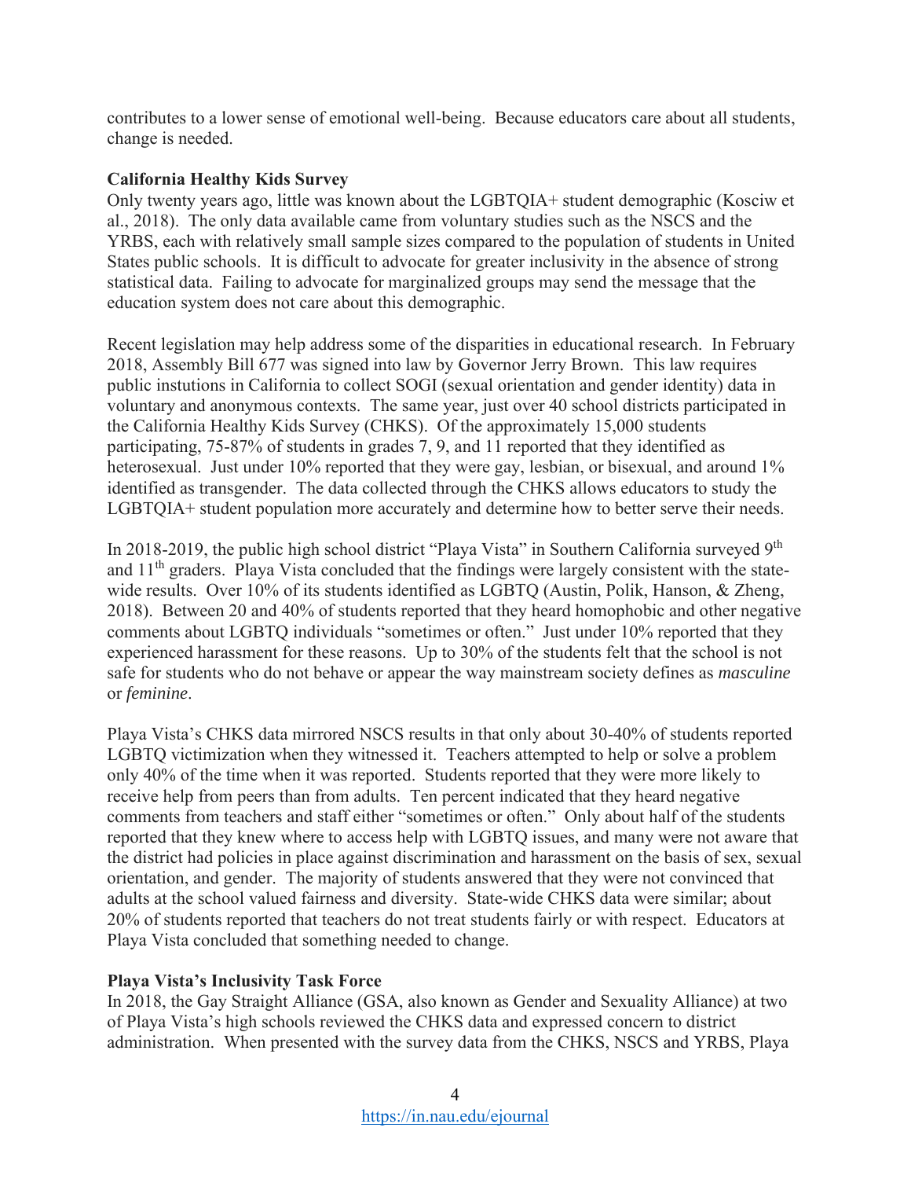contributes to a lower sense of emotional well-being. Because educators care about all students, change is needed.

### California Healthy Kids Survey

Only twenty years ago, little was known about the LGBTQIA+ student demographic (Kosciw et al., 2018). The only data available came from voluntary studies such as the NSCS and the YRBS, each with relatively small sample sizes compared to the population of students in United States public schools. It is difficult to advocate for greater inclusivity in the absence of strong statistical data. Failing to advocate for marginalized groups may send the message that the education system does not care about this demographic.

Recent legislation may help address some of the disparities in educational research. In February 2018, Assembly Bill 677 was signed into law by Governor Jerry Brown. This law requires public instutions in California to collect SOGI (sexual orientation and gender identity) data in voluntary and anonymous contexts. The same year, just over 40 school districts participated in the California Healthy Kids Survey (CHKS). Of the approximately 15,000 students participating, 75-87% of students in grades 7, 9, and 11 reported that they identified as heterosexual. Just under 10% reported that they were gay, lesbian, or bisexual, and around 1% identified as transgender. The data collected through the CHKS allows educators to study the LGBTQIA+ student population more accurately and determine how to better serve their needs.

In 2018-2019, the public high school district "Playa Vista" in Southern California surveyed 9th and 11th graders. Playa Vista concluded that the findings were largely consistent with the state-wide results. Over 10% of its students identified as LGBTQ (Austin, Polik, Hanson, & Zheng, 2018). Between 20 and 40% of students reported that they heard homophobic and other negative comments about LGBTQ individuals "sometimes or often." Just under 10% reported that they experienced harassment for these reasons. Up to 30% of the students felt that the school is not safe for students who do not behave or appear the way mainstream society defines as *masculine* or *feminine*.

Playa Vista's CHKS data mirrored NSCS results in that only about 30-40% of students reported LGBTQ victimization when they witnessed it. Teachers attempted to help or solve a problem only 40% of the time when it was reported. Students reported that they were more likely to receive help from peers than from adults. Ten percent indicated that they heard negative comments from teachers and staff either "sometimes or often." Only about half of the students reported that they knew where to access help with LGBTQ issues, and many were not aware that the district had policies in place against discrimination and harassment on the basis of sex, sexual orientation, and gender. The majority of students answered that they were not convinced that adults at the school valued fairness and diversity. State-wide CHKS data were similar; about 20% of students reported that teachers do not treat students fairly or with respect. Educators at Playa Vista concluded that something needed to change.

### Playa Vista's Inclusivity Task Force

In 2018, the Gay Straight Alliance (GSA, also known as Gender and Sexuality Alliance) at two of Playa Vista's high schools reviewed the CHKS data and expressed concern to district administration. When presented with the survey data from the CHKS, NSCS and YRBS, Playa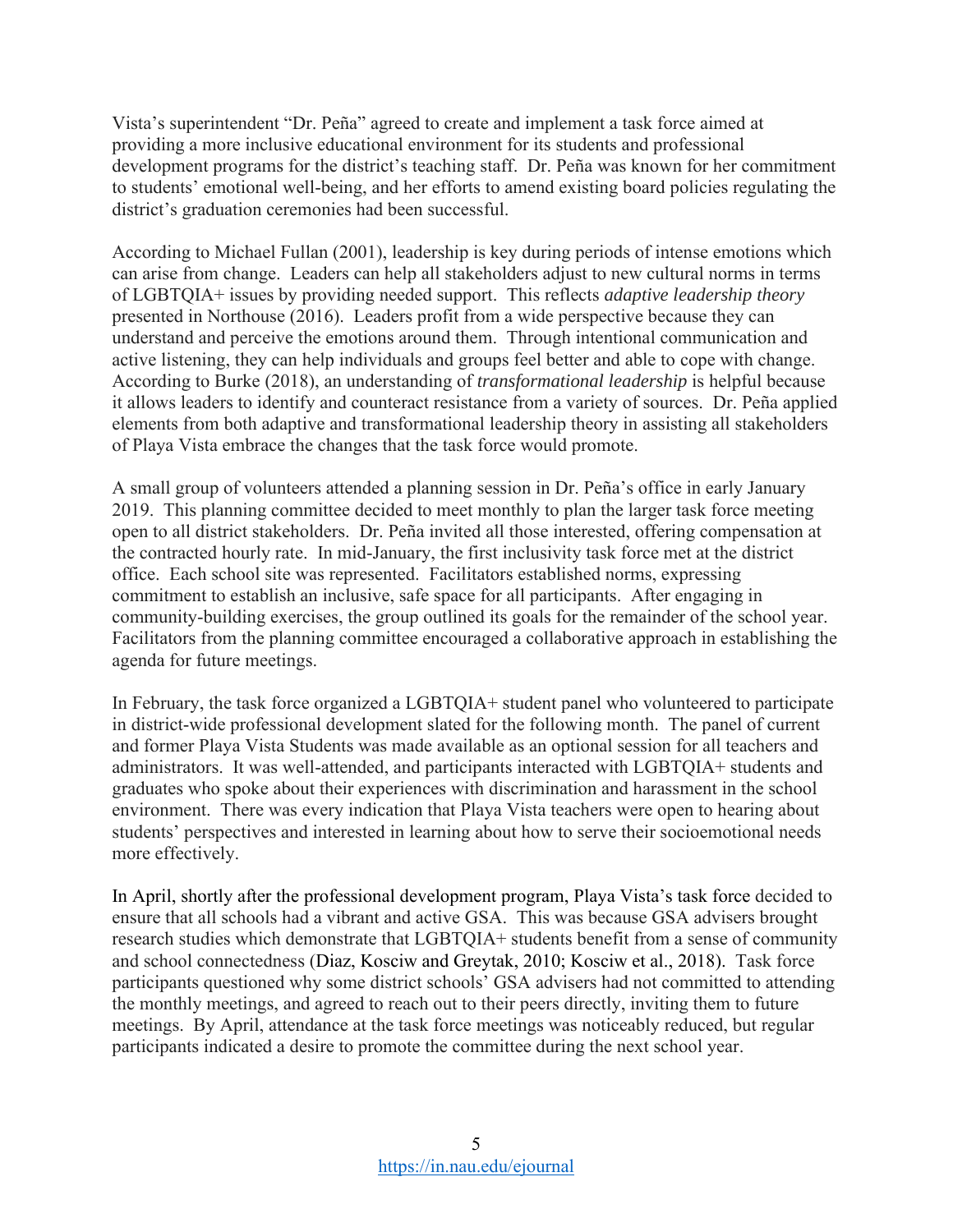Vista's superintendent "Dr. Peña" agreed to create and implement a task force aimed at providing a more inclusive educational environment for its students and professional development programs for the district's teaching staff. Dr. Peña was known for her commitment to students' emotional well-being, and her efforts to amend existing board policies regulating the district's graduation ceremonies had been successful.

According to Michael Fullan (2001), leadership is key during periods of intense emotions which can arise from change. Leaders can help all stakeholders adjust to new cultural norms in terms of LGBTQIA+ issues by providing needed support. This reflects *adaptive leadership theory* presented in Northouse (2016). Leaders profit from a wide perspective because they can understand and perceive the emotions around them. Through intentional communication and active listening, they can help individuals and groups feel better and able to cope with change. According to Burke (2018), an understanding of *transformational leadership* is helpful because it allows leaders to identify and counteract resistance from a variety of sources. Dr. Peña applied elements from both adaptive and transformational leadership theory in assisting all stakeholders of Playa Vista embrace the changes that the task force would promote.

A small group of volunteers attended a planning session in Dr. Peña's office in early January 2019. This planning committee decided to meet monthly to plan the larger task force meeting open to all district stakeholders. Dr. Peña invited all those interested, offering compensation at the contracted hourly rate. In mid-January, the first inclusivity task force met at the district office. Each school site was represented. Facilitators established norms, expressing commitment to establish an inclusive, safe space for all participants. After engaging in community-building exercises, the group outlined its goals for the remainder of the school year. Facilitators from the planning committee encouraged a collaborative approach in establishing the agenda for future meetings.

In February, the task force organized a LGBTQIA+ student panel who volunteered to participate in district-wide professional development slated for the following month. The panel of current and former Playa Vista Students was made available as an optional session for all teachers and administrators. It was well-attended, and participants interacted with LGBTQIA+ students and graduates who spoke about their experiences with discrimination and harassment in the school environment. There was every indication that Playa Vista teachers were open to hearing about students' perspectives and interested in learning about how to serve their socioemotional needs more effectively.

In April, shortly after the professional development program, Playa Vista's task force decided to ensure that all schools had a vibrant and active GSA. This was because GSA advisers brought research studies which demonstrate that LGBTQIA+ students benefit from a sense of community and school connectedness (Diaz, Kosciw and Greytak, 2010; Kosciw et al., 2018). Task force participants questioned why some district schools' GSA advisers had not committed to attending the monthly meetings, and agreed to reach out to their peers directly, inviting them to future meetings. By April, attendance at the task force meetings was noticeably reduced, but regular participants indicated a desire to promote the committee during the next school year.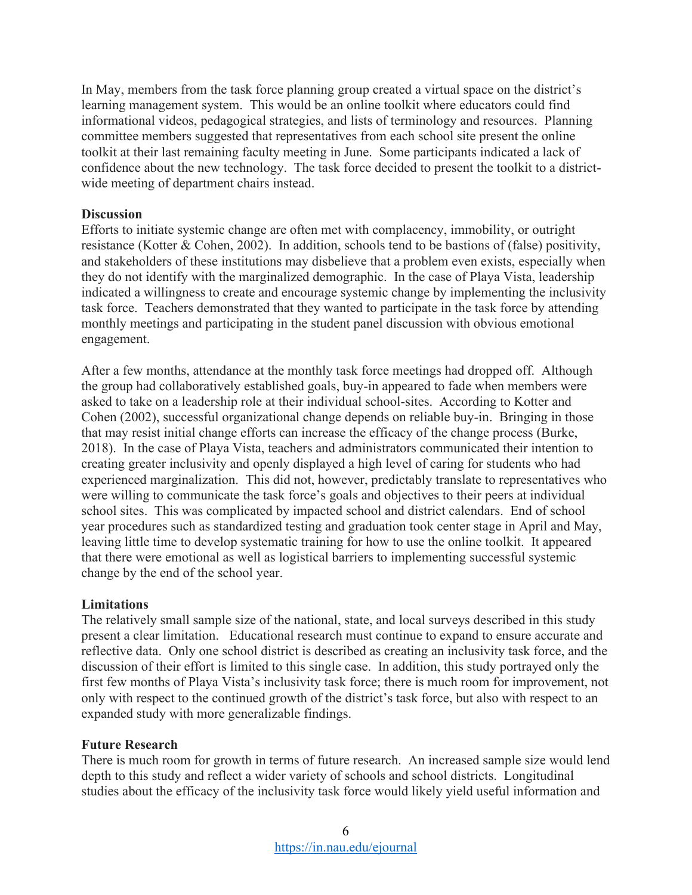In May, members from the task force planning group created a virtual space on the district's learning management system. This would be an online toolkit where educators could find informational videos, pedagogical strategies, and lists of terminology and resources. Planning committee members suggested that representatives from each school site present the online toolkit at their last remaining faculty meeting in June. Some participants indicated a lack of confidence about the new technology. The task force decided to present the toolkit to a district-wide meeting of department chairs instead.

**Discussion**

Efforts to initiate systemic change are often met with complacency, immobility, or outright resistance (Kotter & Cohen, 2002). In addition, schools tend to be bastions of (false) positivity, and stakeholders of these institutions may disbelieve that a problem even exists, especially when they do not identify with the marginalized demographic. In the case of Playa Vista, leadership indicated a willingness to create and encourage systemic change by implementing the inclusivity task force. Teachers demonstrated that they wanted to participate in the task force by attending monthly meetings and participating in the student panel discussion with obvious emotional engagement.

After a few months, attendance at the monthly task force meetings had dropped off. Although the group had collaboratively established goals, buy-in appeared to fade when members were asked to take on a leadership role at their individual school-sites. According to Kotter and Cohen (2002), successful organizational change depends on reliable buy-in. Bringing in those that may resist initial change efforts can increase the efficacy of the change process (Burke, 2018). In the case of Playa Vista, teachers and administrators communicated their intention to creating greater inclusivity and openly displayed a high level of caring for students who had experienced marginalization. This did not, however, predictably translate to representatives who were willing to communicate the task force's goals and objectives to their peers at individual school sites. This was complicated by impacted school and district calendars. End of school year procedures such as standardized testing and graduation took center stage in April and May, leaving little time to develop systematic training for how to use the online toolkit. It appeared that there were emotional as well as logistical barriers to implementing successful systemic change by the end of the school year.

**Limitations**

The relatively small sample size of the national, state, and local surveys described in this study present a clear limitation. Educational research must continue to expand to ensure accurate and reflective data. Only one school district is described as creating an inclusivity task force, and the discussion of their effort is limited to this single case. In addition, this study portrayed only the first few months of Playa Vista's inclusivity task force; there is much room for improvement, not only with respect to the continued growth of the district's task force, but also with respect to an expanded study with more generalizable findings.

**Future Research**

There is much room for growth in terms of future research. An increased sample size would lend depth to this study and reflect a wider variety of schools and school districts. Longitudinal studies about the efficacy of the inclusivity task force would likely yield useful information and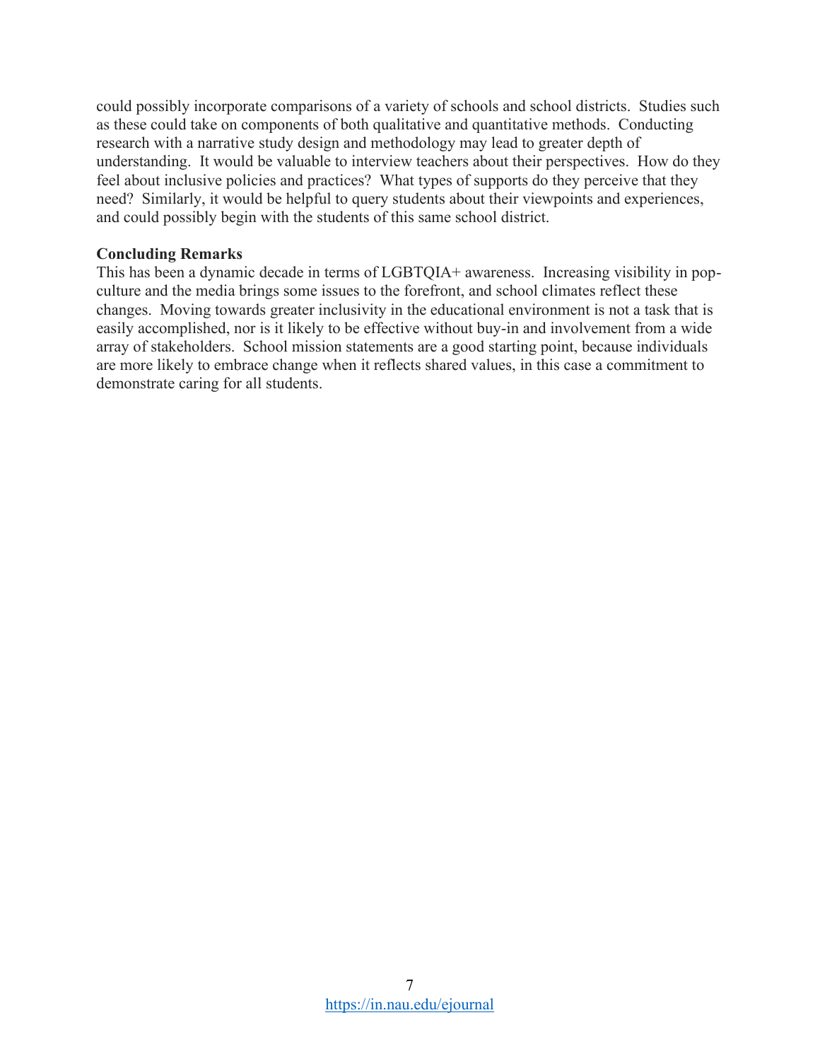could possibly incorporate comparisons of a variety of schools and school districts. Studies such as these could take on components of both qualitative and quantitative methods. Conducting research with a narrative study design and methodology may lead to greater depth of understanding. It would be valuable to interview teachers about their perspectives. How do they feel about inclusive policies and practices? What types of supports do they perceive that they need? Similarly, it would be helpful to query students about their viewpoints and experiences, and could possibly begin with the students of this same school district.

**Concluding Remarks**

This has been a dynamic decade in terms of LGBTQIA+ awareness. Increasing visibility in pop-culture and the media brings some issues to the forefront, and school climates reflect these changes. Moving towards greater inclusivity in the educational environment is not a task that is easily accomplished, nor is it likely to be effective without buy-in and involvement from a wide array of stakeholders. School mission statements are a good starting point, because individuals are more likely to embrace change when it reflects shared values, in this case a commitment to demonstrate caring for all students.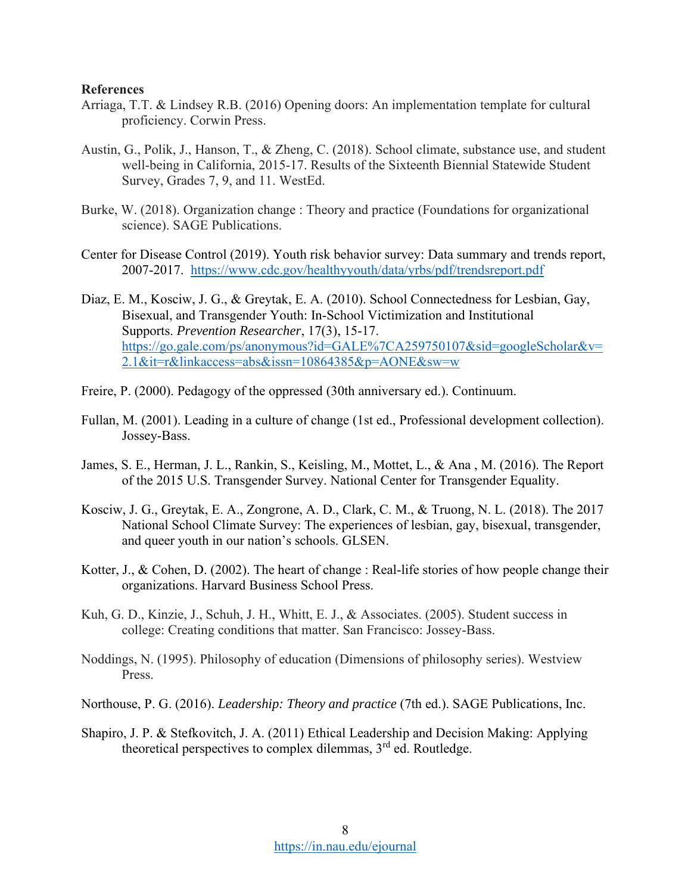**References**

Arriaga, T.T. & Lindsey R.B. (2016) Opening doors: An implementation template for cultural proficiency. Corwin Press.

Austin, G., Polik, J., Hanson, T., & Zheng, C. (2018). School climate, substance use, and student well-being in California, 2015-17. Results of the Sixteenth Biennial Statewide Student Survey, Grades 7, 9, and 11. WestEd.

Burke, W. (2018). Organization change : Theory and practice (Foundations for organizational science). SAGE Publications.

Center for Disease Control (2019). Youth risk behavior survey: Data summary and trends report, 2007-2017. https://www.cdc.gov/healthyyouth/data/yrbs/pdf/trendsreport.pdf

Diaz, E. M., Kosciw, J. G., & Greytak, E. A. (2010). School Connectedness for Lesbian, Gay, Bisexual, and Transgender Youth: In-School Victimization and Institutional Supports. *Prevention Researcher*, 17(3), 15-17. https://go.gale.com/ps/anonymous?id=GALE%7CA259750107&sid=googleScholar&v=2.1&it=r&linkaccess=abs&issn=10864385&p=AONE&sw=w

Freire, P. (2000). Pedagogy of the oppressed (30th anniversary ed.). Continuum.

Fullan, M. (2001). Leading in a culture of change (1st ed., Professional development collection). Jossey-Bass.

James, S. E., Herman, J. L., Rankin, S., Keisling, M., Mottet, L., & Ana , M. (2016). The Report of the 2015 U.S. Transgender Survey. National Center for Transgender Equality.

Kosciw, J. G., Greytak, E. A., Zongrone, A. D., Clark, C. M., & Truong, N. L. (2018). The 2017 National School Climate Survey: The experiences of lesbian, gay, bisexual, transgender, and queer youth in our nation's schools. GLSEN.

Kotter, J., & Cohen, D. (2002). The heart of change : Real-life stories of how people change their organizations. Harvard Business School Press.

Kuh, G. D., Kinzie, J., Schuh, J. H., Whitt, E. J., & Associates. (2005). Student success in college: Creating conditions that matter. San Francisco: Jossey-Bass.

Noddings, N. (1995). Philosophy of education (Dimensions of philosophy series). Westview Press.

Northouse, P. G. (2016). *Leadership: Theory and practice* (7th ed.). SAGE Publications, Inc.

Shapiro, J. P. & Stefkovitch, J. A. (2011) Ethical Leadership and Decision Making: Applying theoretical perspectives to complex dilemmas, 3rd ed. Routledge.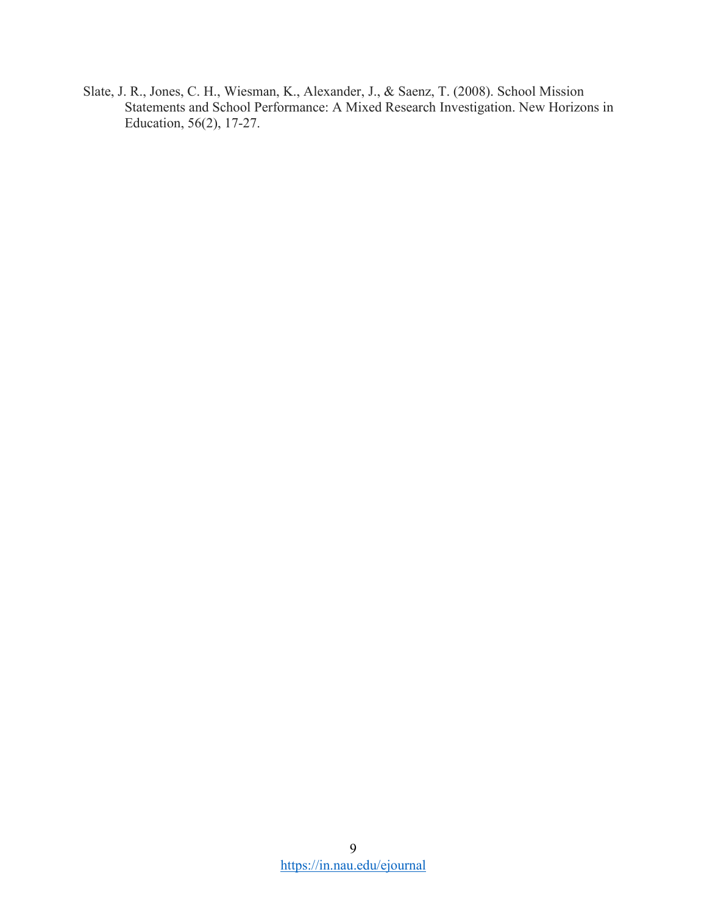Slate, J. R., Jones, C. H., Wiesman, K., Alexander, J., & Saenz, T. (2008). School Mission Statements and School Performance: A Mixed Research Investigation. New Horizons in Education, 56(2), 17-27.